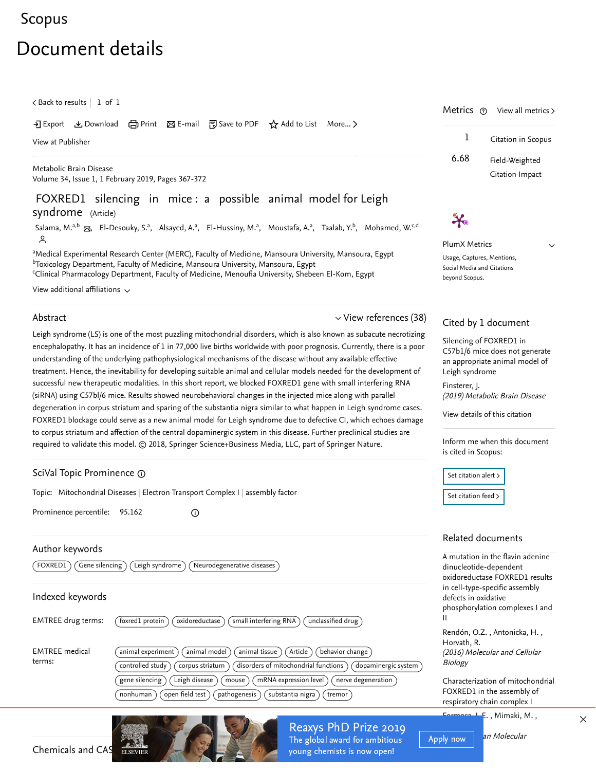Scopus

# Document details

< Back to results | 1 of 1

Export Download Print E-mail Save to PDF Add to List More... >

View at Publisher

Metabolic Brain Disease
Volume 34, Issue 1, 1 February 2019, Pages 367-372

## FOXRED1 silencing in mice: a possible animal model for Leigh syndrome (Article)

Salama, M.[a,b], El-Desouky, S.[a], Alsayed, A.[a], El-Hussiny, M.[a], Moustafa, A.[a], Taalab, Y.[b], Mohamed, W.[c,d]

[a]Medical Experimental Research Center (MERC), Faculty of Medicine, Mansoura University, Mansoura, Egypt
[b]Toxicology Department, Faculty of Medicine, Mansoura University, Mansoura, Egypt
[c]Clinical Pharmacology Department, Faculty of Medicine, Menoufia University, Shebeen El-Kom, Egypt

View additional affiliations

### Abstract

View references (38)

Leigh syndrome (LS) is one of the most puzzling mitochondrial disorders, which is also known as subacute necrotizing encephalopathy. It has an incidence of 1 in 77,000 live births worldwide with poor prognosis. Currently, there is a poor understanding of the underlying pathophysiological mechanisms of the disease without any available effective treatment. Hence, the inevitability for developing suitable animal and cellular models needed for the development of successful new therapeutic modalities. In this short report, we blocked FOXRED1 gene with small interfering RNA (siRNA) using C57bl/6 mice. Results showed neurobehavioral changes in the injected mice along with parallel degeneration in corpus striatum and sparing of the substantia nigra similar to what happen in Leigh syndrome cases. FOXRED1 blockage could serve as a new animal model for Leigh syndrome due to defective CI, which echoes damage to corpus striatum and affection of the central dopaminergic system in this disease. Further preclinical studies are required to validate this model. © 2018, Springer Science+Business Media, LLC, part of Springer Nature.

### SciVal Topic Prominence

Topic: Mitochondrial Diseases | Electron Transport Complex I | assembly factor

Prominence percentile: 95.162

### Author keywords

FOXRED1 | Gene silencing | Leigh syndrome | Neurodegenerative diseases

### Indexed keywords

EMTREE drug terms: foxred1 protein | oxidoreductase | small interfering RNA | unclassified drug

EMTREE medical terms: animal experiment | animal model | animal tissue | Article | behavior change | controlled study | corpus striatum | disorders of mitochondrial functions | dopaminergic system | gene silencing | Leigh disease | mouse | mRNA expression level | nerve degeneration | nonhuman | open field test | pathogenesis | substantia nigra | tremor

### Chemicals and CAS

### Metrics

View all metrics >

1 Citation in Scopus

6.68 Field-Weighted Citation Impact

PlumX Metrics

Usage, Captures, Mentions, Social Media and Citations beyond Scopus.

### Cited by 1 document

Silencing of FOXRED1 in C57b1/6 mice does not generate an appropriate animal model of Leigh syndrome

Finsterer, J.

*(2019) Metabolic Brain Disease*

View details of this citation

Inform me when this document is cited in Scopus:

Set citation alert >

Set citation feed >

### Related documents

A mutation in the flavin adenine dinucleotide-dependent oxidoreductase FOXRED1 results in cell-type-specific assembly defects in oxidative phosphorylation complexes I and II

Rendón, O.Z. , Antonicka, H. , Horvath, R.

*(2016) Molecular and Cellular Biology*

Characterization of mitochondrial FOXRED1 in the assembly of respiratory chain complex I

Formosa, L.E. , Mimaki, M. ,

*...an Molecular*

Reaxys PhD Prize 2019

The global award for ambitious young chemists is now open!

Apply now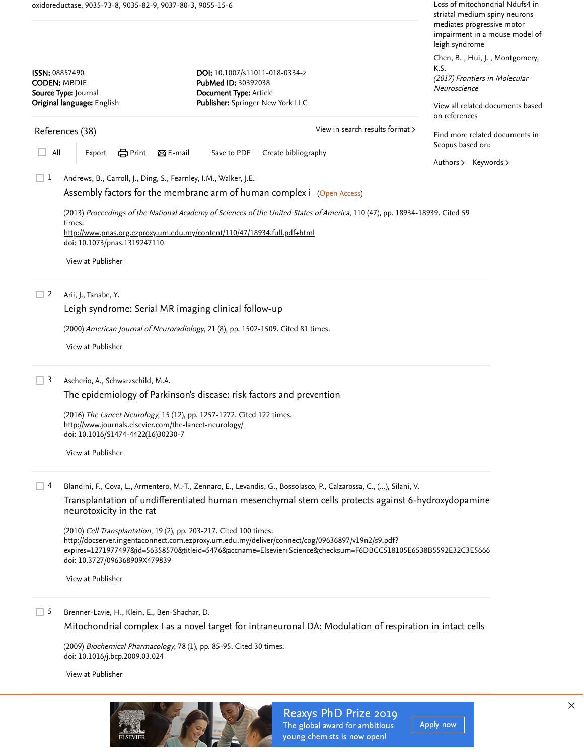oxidoreductase, 9035-73-8, 9035-82-9, 9037-80-3, 9055-15-6

**ISSN:** 08857490
**CODEN:** MBDIE
**Source Type:** Journal
**Original language:** English

**DOI:** 10.1007/s11011-018-0334-z
**PubMed ID:** 30392038
**Document Type:** Article
**Publisher:** Springer New York LLC

Loss of mitochondrial Ndufs4 in striatal medium spiny neurons mediates progressive motor impairment in a mouse model of leigh syndrome

Chen, B. , Hui, J. , Montgomery, K.S.

*(2017) Frontiers in Molecular Neuroscience*

View all related documents based on references

Find more related documents in Scopus based on:

Authors > Keywords >

## References (38)

View in search results format >

All Export Print E-mail Save to PDF Create bibliography

1 Andrews, B., Carroll, J., Ding, S., Fearnley, I.M., Walker, J.E.

Assembly factors for the membrane arm of human complex i (Open Access)

(2013) *Proceedings of the National Academy of Sciences of the United States of America*, 110 (47), pp. 18934-18939. Cited 59 times.
http://www.pnas.org.ezproxy.um.edu.my/content/110/47/18934.full.pdf+html
doi: 10.1073/pnas.1319247110

View at Publisher

2 Arii, J., Tanabe, Y.

Leigh syndrome: Serial MR imaging clinical follow-up

(2000) *American Journal of Neuroradiology*, 21 (8), pp. 1502-1509. Cited 81 times.

View at Publisher

3 Ascherio, A., Schwarzschild, M.A.

The epidemiology of Parkinson's disease: risk factors and prevention

(2016) *The Lancet Neurology*, 15 (12), pp. 1257-1272. Cited 122 times.
http://www.journals.elsevier.com/the-lancet-neurology/
doi: 10.1016/S1474-4422(16)30230-7

View at Publisher

4 Blandini, F., Cova, L., Armentero, M.-T., Zennaro, E., Levandis, G., Bossolasco, P., Calzarossa, C., (...), Silani, V.

Transplantation of undifferentiated human mesenchymal stem cells protects against 6-hydroxydopamine neurotoxicity in the rat

(2010) *Cell Transplantation*, 19 (2), pp. 203-217. Cited 100 times.
http://docserver.ingentaconnect.com.ezproxy.um.edu.my/deliver/connect/cog/09636897/v19n2/s9.pdf?expires=1271977497&id=56358570&titleid=5476&accname=Elsevier+Science&checksum=F6DBCC518105E6538B5592E32C3E5666
doi: 10.3727/096368909X479839

View at Publisher

5 Brenner-Lavie, H., Klein, E., Ben-Shachar, D.

Mitochondrial complex I as a novel target for intraneuronal DA: Modulation of respiration in intact cells

(2009) *Biochemical Pharmacology*, 78 (1), pp. 85-95. Cited 30 times.
doi: 10.1016/j.bcp.2009.03.024

View at Publisher

Reaxys PhD Prize 2019
The global award for ambitious young chemists is now open!
Apply now